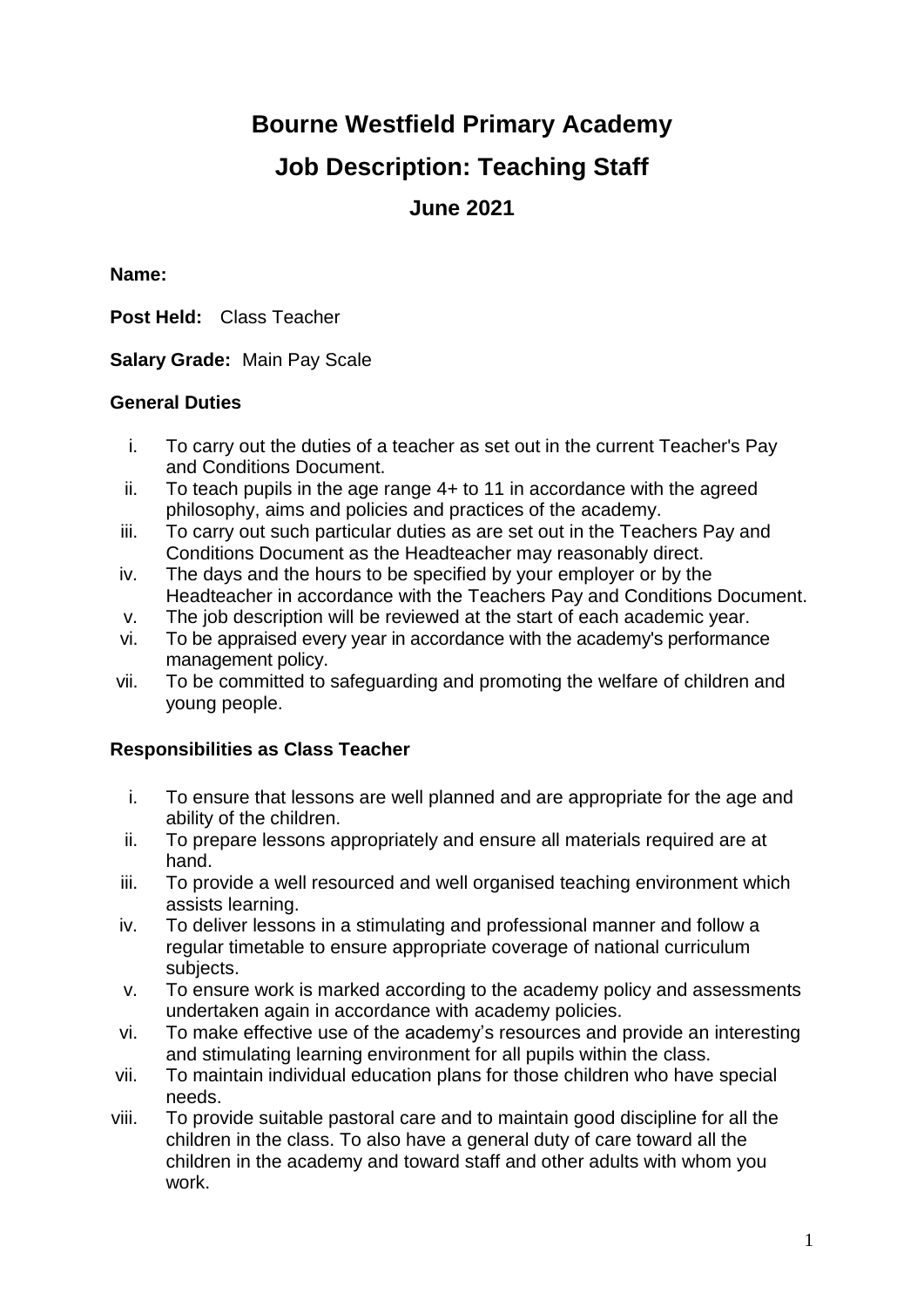# Bourne Westfield Primary Academy

# Job Description: Teaching Staff

## June 2021

**Name:**

**Post Held:** Class Teacher

**Salary Grade:** Main Pay Scale

**General Duties**

i. To carry out the duties of a teacher as set out in the current Teacher's Pay and Conditions Document.
ii. To teach pupils in the age range 4+ to 11 in accordance with the agreed philosophy, aims and policies and practices of the academy.
iii. To carry out such particular duties as are set out in the Teachers Pay and Conditions Document as the Headteacher may reasonably direct.
iv. The days and the hours to be specified by your employer or by the Headteacher in accordance with the Teachers Pay and Conditions Document.
v. The job description will be reviewed at the start of each academic year.
vi. To be appraised every year in accordance with the academy's performance management policy.
vii. To be committed to safeguarding and promoting the welfare of children and young people.

**Responsibilities as Class Teacher**

i. To ensure that lessons are well planned and are appropriate for the age and ability of the children.
ii. To prepare lessons appropriately and ensure all materials required are at hand.
iii. To provide a well resourced and well organised teaching environment which assists learning.
iv. To deliver lessons in a stimulating and professional manner and follow a regular timetable to ensure appropriate coverage of national curriculum subjects.
v. To ensure work is marked according to the academy policy and assessments undertaken again in accordance with academy policies.
vi. To make effective use of the academy's resources and provide an interesting and stimulating learning environment for all pupils within the class.
vii. To maintain individual education plans for those children who have special needs.
viii. To provide suitable pastoral care and to maintain good discipline for all the children in the class. To also have a general duty of care toward all the children in the academy and toward staff and other adults with whom you work.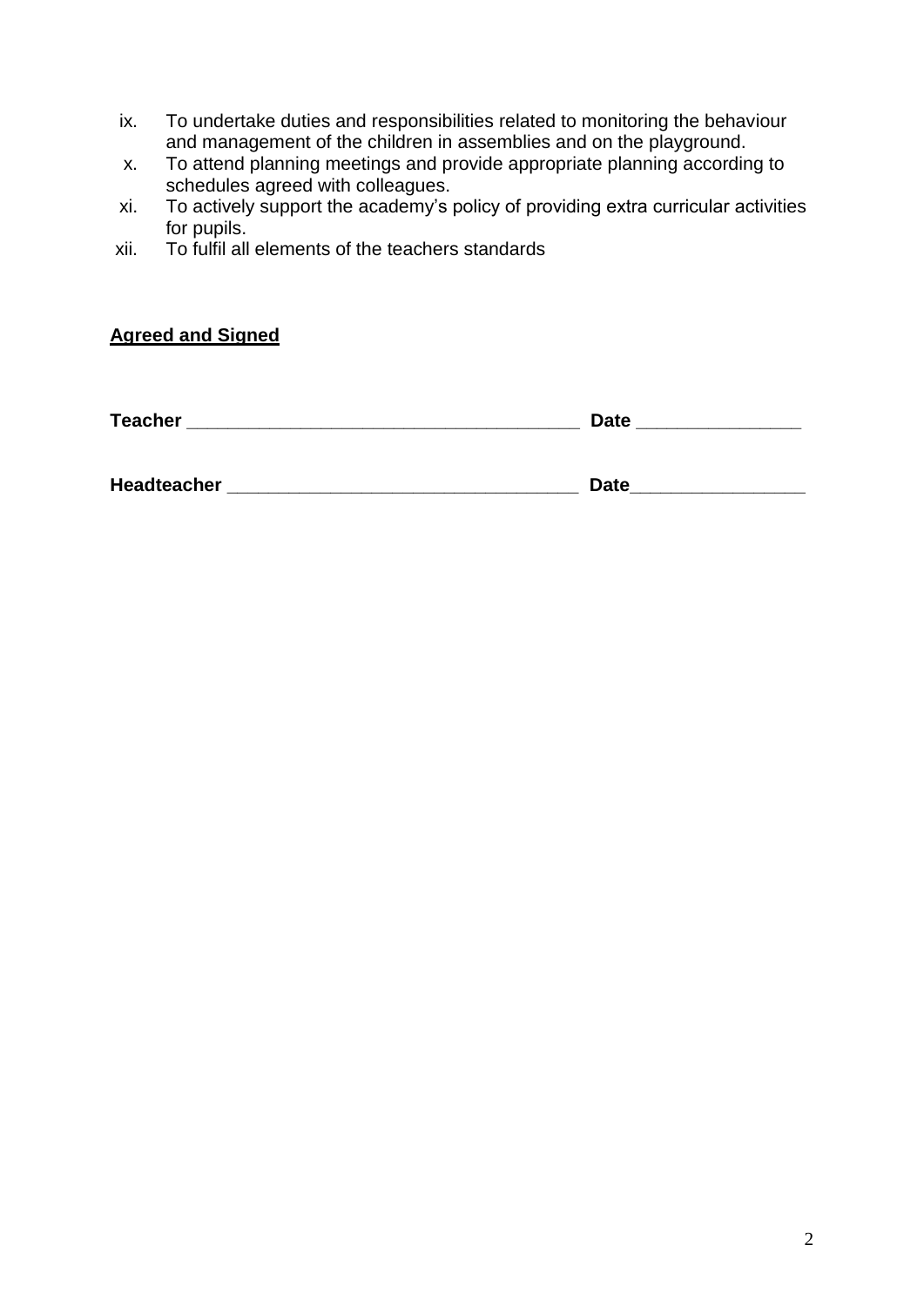ix. To undertake duties and responsibilities related to monitoring the behaviour and management of the children in assemblies and on the playground.
x. To attend planning meetings and provide appropriate planning according to schedules agreed with colleagues.
xi. To actively support the academy's policy of providing extra curricular activities for pupils.
xii. To fulfil all elements of the teachers standards

**Agreed and Signed**

**Teacher** ______________________________________ **Date** ________________

**Headteacher** __________________________________ **Date** ________________